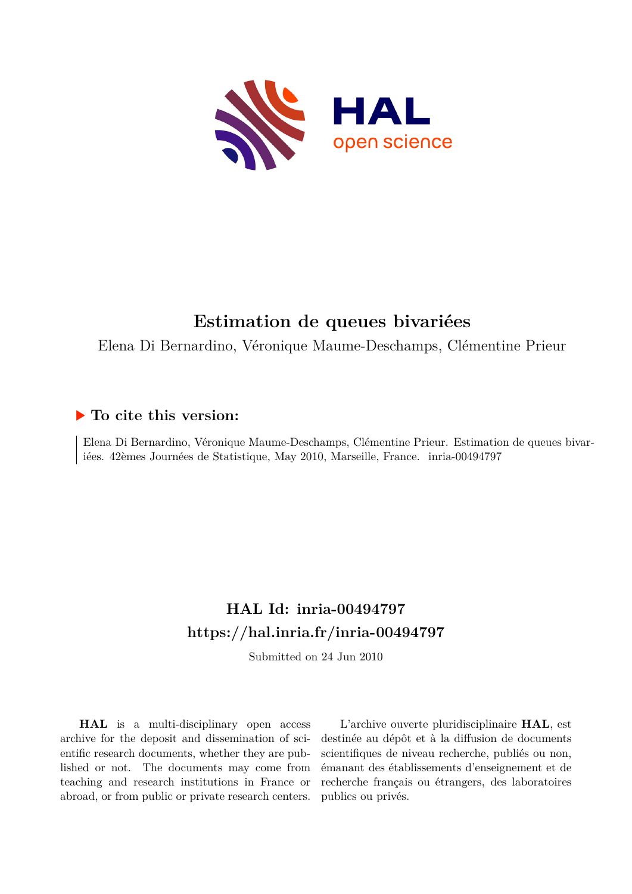# Estimation de queues bivariées

Elena Di Bernardino, Véronique Maume-Deschamps, Clémentine Prieur

## ▶ To cite this version:

Elena Di Bernardino, Véronique Maume-Deschamps, Clémentine Prieur. Estimation de queues bivariées. 42èmes Journées de Statistique, May 2010, Marseille, France. inria-00494797

## HAL Id: inria-00494797

## https://hal.inria.fr/inria-00494797

Submitted on 24 Jun 2010

**HAL** is a multi-disciplinary open access archive for the deposit and dissemination of scientific research documents, whether they are published or not. The documents may come from teaching and research institutions in France or abroad, or from public or private research centers.

L'archive ouverte pluridisciplinaire **HAL**, est destinée au dépôt et à la diffusion de documents scientifiques de niveau recherche, publiés ou non, émanant des établissements d'enseignement et de recherche français ou étrangers, des laboratoires publics ou privés.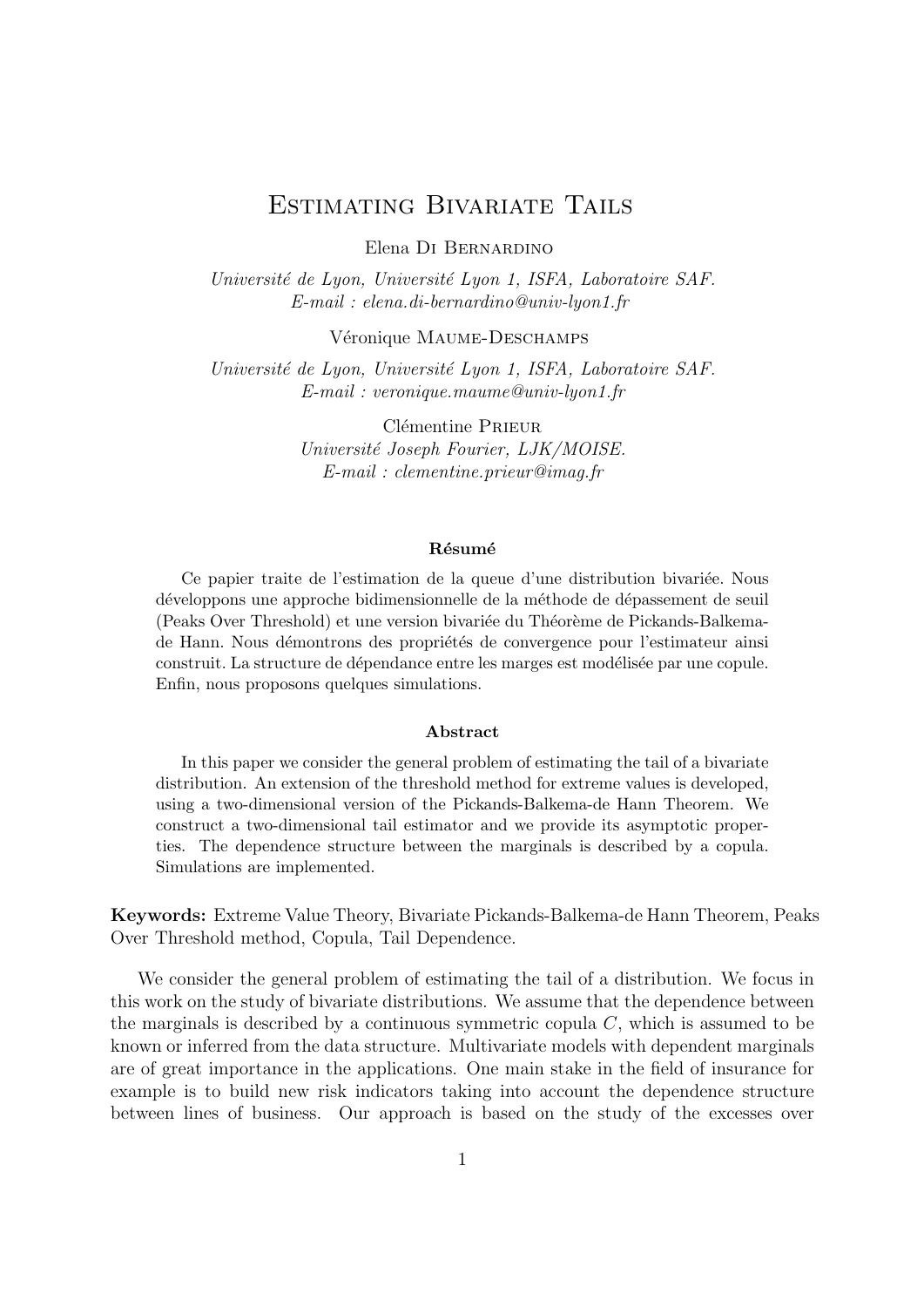# Estimating Bivariate Tails

Elena Di Bernardino

*Université de Lyon, Université Lyon 1, ISFA, Laboratoire SAF.*
*E-mail : elena.di-bernardino@univ-lyon1.fr*

Véronique Maume-Deschamps

*Université de Lyon, Université Lyon 1, ISFA, Laboratoire SAF.*
*E-mail : veronique.maume@univ-lyon1.fr*

Clémentine Prieur

*Université Joseph Fourier, LJK/MOISE.*
*E-mail : clementine.prieur@imag.fr*

#### Résumé

Ce papier traite de l'estimation de la queue d'une distribution bivariée. Nous développons une approche bidimensionnelle de la méthode de dépassement de seuil (Peaks Over Threshold) et une version bivariée du Théorème de Pickands-Balkema-de Hann. Nous démontrons des propriétés de convergence pour l'estimateur ainsi construit. La structure de dépendance entre les marges est modélisée par une copule. Enfin, nous proposons quelques simulations.

#### Abstract

In this paper we consider the general problem of estimating the tail of a bivariate distribution. An extension of the threshold method for extreme values is developed, using a two-dimensional version of the Pickands-Balkema-de Hann Theorem. We construct a two-dimensional tail estimator and we provide its asymptotic properties. The dependence structure between the marginals is described by a copula. Simulations are implemented.

**Keywords:** Extreme Value Theory, Bivariate Pickands-Balkema-de Hann Theorem, Peaks Over Threshold method, Copula, Tail Dependence.

We consider the general problem of estimating the tail of a distribution. We focus in this work on the study of bivariate distributions. We assume that the dependence between the marginals is described by a continuous symmetric copula $C$, which is assumed to be known or inferred from the data structure. Multivariate models with dependent marginals are of great importance in the applications. One main stake in the field of insurance for example is to build new risk indicators taking into account the dependence structure between lines of business. Our approach is based on the study of the excesses over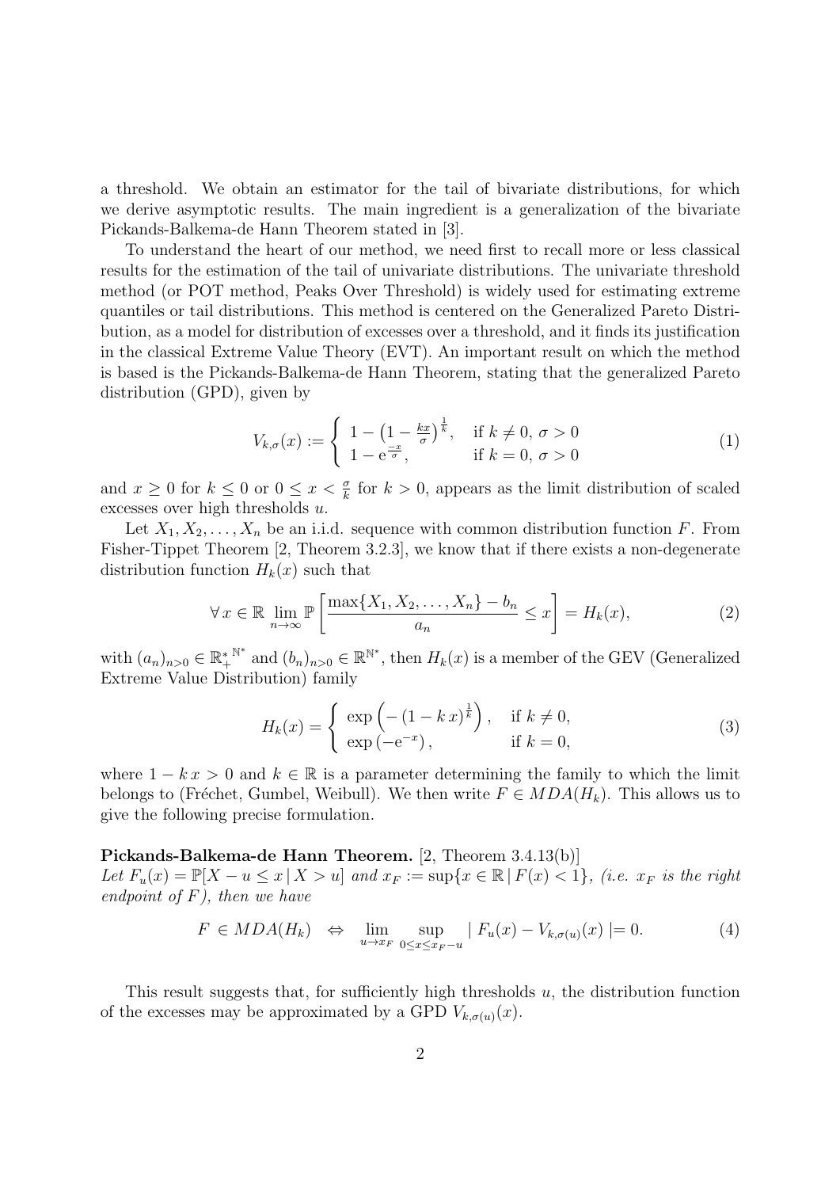a threshold. We obtain an estimator for the tail of bivariate distributions, for which we derive asymptotic results. The main ingredient is a generalization of the bivariate Pickands-Balkema-de Hann Theorem stated in [3].

To understand the heart of our method, we need first to recall more or less classical results for the estimation of the tail of univariate distributions. The univariate threshold method (or POT method, Peaks Over Threshold) is widely used for estimating extreme quantiles or tail distributions. This method is centered on the Generalized Pareto Distribution, as a model for distribution of excesses over a threshold, and it finds its justification in the classical Extreme Value Theory (EVT). An important result on which the method is based is the Pickands-Balkema-de Hann Theorem, stating that the generalized Pareto distribution (GPD), given by

$$V_{k,\sigma}(x) := \begin{cases} 1 - \left(1 - \frac{kx}{\sigma}\right)^{\frac{1}{k}}, & \text{if } k \neq 0,\, \sigma > 0 \\ 1 - \mathrm{e}^{\frac{-x}{\sigma}}, & \text{if } k = 0,\, \sigma > 0 \end{cases} \tag{1}$$

and $x \geq 0$ for $k \leq 0$ or $0 \leq x < \frac{\sigma}{k}$ for $k > 0$, appears as the limit distribution of scaled excesses over high thresholds $u$.

Let $X_1, X_2, \ldots, X_n$ be an i.i.d. sequence with common distribution function $F$. From Fisher-Tippet Theorem [2, Theorem 3.2.3], we know that if there exists a non-degenerate distribution function $H_k(x)$ such that

$$\forall\, x \in \mathbb{R} \lim_{n\to\infty} \mathbb{P}\left[\frac{\max\{X_1, X_2, \ldots, X_n\} - b_n}{a_n} \leq x\right] = H_k(x), \tag{2}$$

with $(a_n)_{n>0} \in {\mathbb{R}_+^*}^{\mathbb{N}^*}$ and $(b_n)_{n>0} \in \mathbb{R}^{\mathbb{N}^*}$, then $H_k(x)$ is a member of the GEV (Generalized Extreme Value Distribution) family

$$H_k(x) = \begin{cases} \exp\left(-\left(1 - k\,x\right)^{\frac{1}{k}}\right), & \text{if } k \neq 0, \\ \exp\left(-\mathrm{e}^{-x}\right), & \text{if } k = 0, \end{cases} \tag{3}$$

where $1 - k\,x > 0$ and $k \in \mathbb{R}$ is a parameter determining the family to which the limit belongs to (Fréchet, Gumbel, Weibull). We then write $F \in MDA(H_k)$. This allows us to give the following precise formulation.

**Pickands-Balkema-de Hann Theorem.** [2, Theorem 3.4.13(b)]
*Let $F_u(x) = \mathbb{P}[X - u \leq x \,|\, X > u]$ and $x_F := \sup\{x \in \mathbb{R} \,|\, F(x) < 1\}$, (i.e. $x_F$ is the right endpoint of $F$), then we have*

$$F \in MDA(H_k) \quad \Leftrightarrow \quad \lim_{u \to x_F} \sup_{0 \leq x \leq x_F - u} |\, F_u(x) - V_{k,\sigma(u)}(x) \,| = 0. \tag{4}$$

This result suggests that, for sufficiently high thresholds $u$, the distribution function of the excesses may be approximated by a GPD $V_{k,\sigma(u)}(x)$.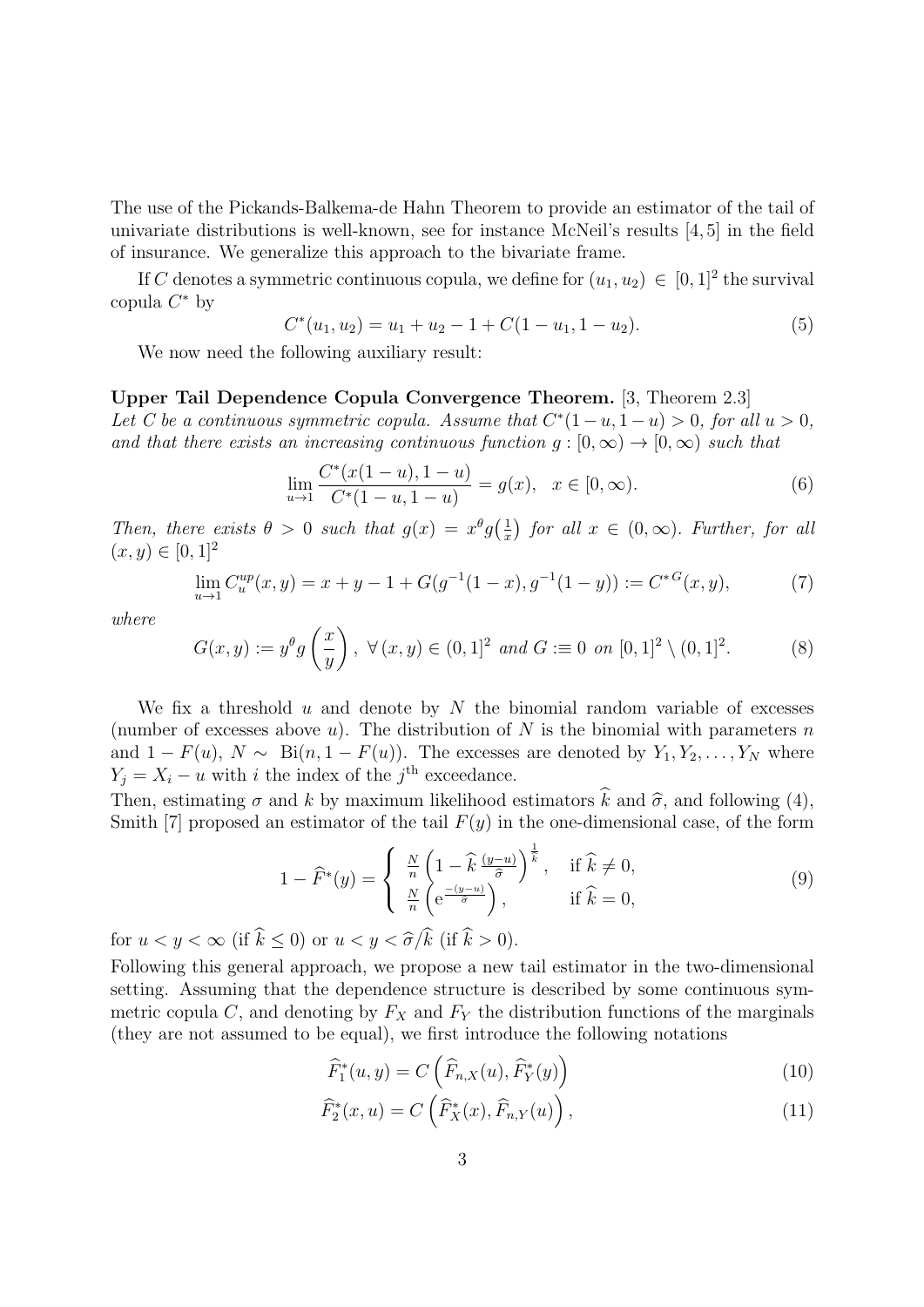The use of the Pickands-Balkema-de Hahn Theorem to provide an estimator of the tail of univariate distributions is well-known, see for instance McNeil's results [4, 5] in the field of insurance. We generalize this approach to the bivariate frame.

If $C$ denotes a symmetric continuous copula, we define for $(u_1, u_2) \in [0,1]^2$ the survival copula $C^*$ by

$$C^*(u_1, u_2) = u_1 + u_2 - 1 + C(1 - u_1, 1 - u_2). \tag{5}$$

We now need the following auxiliary result:

**Upper Tail Dependence Copula Convergence Theorem.** [3, Theorem 2.3]
*Let $C$ be a continuous symmetric copula. Assume that $C^*(1-u, 1-u) > 0$, for all $u > 0$, and that there exists an increasing continuous function $g : [0, \infty) \to [0, \infty)$ such that*

$$\lim_{u \to 1} \frac{C^*(x(1-u), 1-u)}{C^*(1-u, 1-u)} = g(x), \quad x \in [0, \infty). \tag{6}$$

*Then, there exists $\theta > 0$ such that $g(x) = x^\theta g\big(\frac{1}{x}\big)$ for all $x \in (0, \infty)$. Further, for all $(x, y) \in [0,1]^2$*

$$\lim_{u \to 1} C_u^{up}(x, y) = x + y - 1 + G(g^{-1}(1-x), g^{-1}(1-y)) := C^{*G}(x, y), \tag{7}$$

*where*

$$G(x, y) := y^\theta g\left(\frac{x}{y}\right), \ \forall \, (x, y) \in (0,1]^2 \text{ and } G :\equiv 0 \text{ on } [0,1]^2 \setminus (0,1]^2. \tag{8}$$

We fix a threshold $u$ and denote by $N$ the binomial random variable of excesses (number of excesses above $u$). The distribution of $N$ is the binomial with parameters $n$ and $1 - F(u)$, $N \sim \text{Bi}(n, 1 - F(u))$. The excesses are denoted by $Y_1, Y_2, \ldots, Y_N$ where $Y_j = X_i - u$ with $i$ the index of the $j^{\text{th}}$ exceedance.
Then, estimating $\sigma$ and $k$ by maximum likelihood estimators $\widehat{k}$ and $\widehat{\sigma}$, and following (4), Smith [7] proposed an estimator of the tail $F(y)$ in the one-dimensional case, of the form

$$1 - \widehat{F}^*(y) = \begin{cases} \frac{N}{n}\left(1 - \widehat{k}\,\frac{(y-u)}{\widehat{\sigma}}\right)^{\frac{1}{\widehat{k}}}, & \text{if } \widehat{k} \neq 0, \\ \frac{N}{n}\left(\mathrm{e}^{\frac{-(y-u)}{\widehat{\sigma}}}\right), & \text{if } \widehat{k} = 0, \end{cases} \tag{9}$$

for $u < y < \infty$ (if $\widehat{k} \leq 0$) or $u < y < \widehat{\sigma}/\widehat{k}$ (if $\widehat{k} > 0$).
Following this general approach, we propose a new tail estimator in the two-dimensional setting. Assuming that the dependence structure is described by some continuous symmetric copula $C$, and denoting by $F_X$ and $F_Y$ the distribution functions of the marginals (they are not assumed to be equal), we first introduce the following notations

$$\widehat{F}_1^*(u, y) = C\left(\widehat{F}_{n,X}(u), \widehat{F}_Y^*(y)\right) \tag{10}$$

$$\widehat{F}_2^*(x, u) = C\left(\widehat{F}_X^*(x), \widehat{F}_{n,Y}(u)\right), \tag{11}$$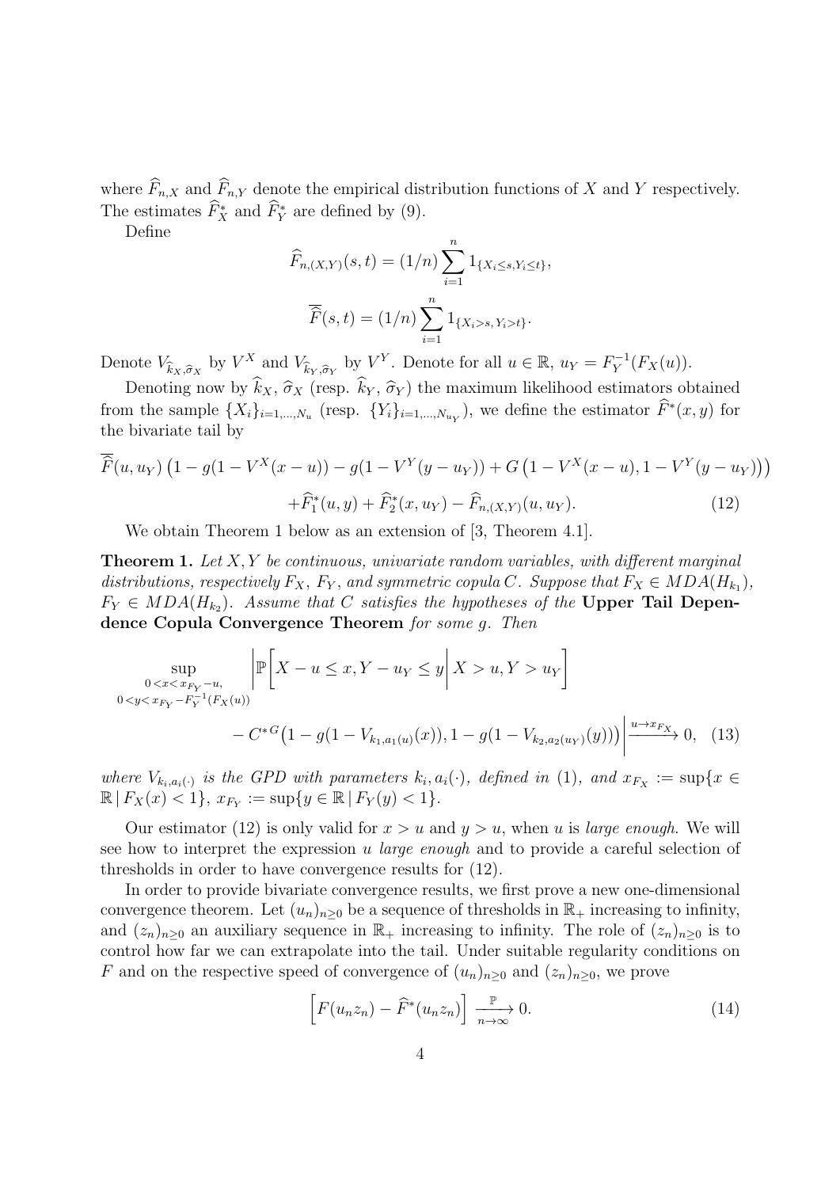where $\widehat{F}_{n,X}$ and $\widehat{F}_{n,Y}$ denote the empirical distribution functions of $X$ and $Y$ respectively. The estimates $\widehat{F}^*_X$ and $\widehat{F}^*_Y$ are defined by (9).

Define

$$\widehat{F}_{n,(X,Y)}(s,t) = (1/n)\sum_{i=1}^{n} 1_{\{X_i \le s, Y_i \le t\}},$$

$$\overline{\widehat{F}}(s,t) = (1/n)\sum_{i=1}^{n} 1_{\{X_i > s, Y_i > t\}}.$$

Denote $V_{\widehat{k}_X,\widehat{\sigma}_X}$ by $V^X$ and $V_{\widehat{k}_Y,\widehat{\sigma}_Y}$ by $V^Y$. Denote for all $u \in \mathbb{R}$, $u_Y = F_Y^{-1}(F_X(u))$.

Denoting now by $\widehat{k}_X$, $\widehat{\sigma}_X$ (resp. $\widehat{k}_Y$, $\widehat{\sigma}_Y$) the maximum likelihood estimators obtained from the sample $\{X_i\}_{i=1,\dots,N_u}$ (resp. $\{Y_i\}_{i=1,\dots,N_{u_Y}}$), we define the estimator $\widehat{F}^*(x,y)$ for the bivariate tail by

$$\overline{\widehat{F}}(u,u_Y)\left(1 - g(1-V^X(x-u)) - g(1-V^Y(y-u_Y)) + G\left(1-V^X(x-u), 1-V^Y(y-u_Y)\right)\right)$$
$$+\widehat{F}^*_1(u,y) + \widehat{F}^*_2(x,u_Y) - \widehat{F}_{n,(X,Y)}(u,u_Y). \qquad (12)$$

We obtain Theorem 1 below as an extension of [3, Theorem 4.1].

**Theorem 1.** *Let $X, Y$ be continuous, univariate random variables, with different marginal distributions, respectively $F_X$, $F_Y$, and symmetric copula $C$. Suppose that $F_X \in MDA(H_{k_1})$, $F_Y \in MDA(H_{k_2})$. Assume that $C$ satisfies the hypotheses of the* **Upper Tail Dependence Copula Convergence Theorem** *for some $g$. Then*

$$\sup_{\substack{0<x<x_{F_Y}-u,\\ 0<y<x_{F_Y}-F_Y^{-1}(F_X(u))}} \left| \mathbb{P}\left[X-u \le x, Y-u_Y \le y \,\middle|\, X>u, Y>u_Y\right] \right.$$
$$\left. - C^{*G}\left(1-g(1-V_{k_1,a_1(u)}(x)), 1-g(1-V_{k_2,a_2(u_Y)}(y))\right)\right| \xrightarrow{u \to x_{F_X}} 0, \quad (13)$$

*where $V_{k_i,a_i(\cdot)}$ is the GPD with parameters $k_i, a_i(\cdot)$, defined in (1), and $x_{F_X} := \sup\{x \in \mathbb{R} \,|\, F_X(x) < 1\}$, $x_{F_Y} := \sup\{y \in \mathbb{R} \,|\, F_Y(y) < 1\}$.*

Our estimator (12) is only valid for $x > u$ and $y > u$, when $u$ is *large enough*. We will see how to interpret the expression $u$ *large enough* and to provide a careful selection of thresholds in order to have convergence results for (12).

In order to provide bivariate convergence results, we first prove a new one-dimensional convergence theorem. Let $(u_n)_{n\ge 0}$ be a sequence of thresholds in $\mathbb{R}_+$ increasing to infinity, and $(z_n)_{n\ge 0}$ an auxiliary sequence in $\mathbb{R}_+$ increasing to infinity. The role of $(z_n)_{n\ge 0}$ is to control how far we can extrapolate into the tail. Under suitable regularity conditions on $F$ and on the respective speed of convergence of $(u_n)_{n\ge 0}$ and $(z_n)_{n\ge 0}$, we prove

$$\left[F(u_n z_n) - \widehat{F}^*(u_n z_n)\right] \xrightarrow[n\to\infty]{\mathbb{P}} 0. \qquad (14)$$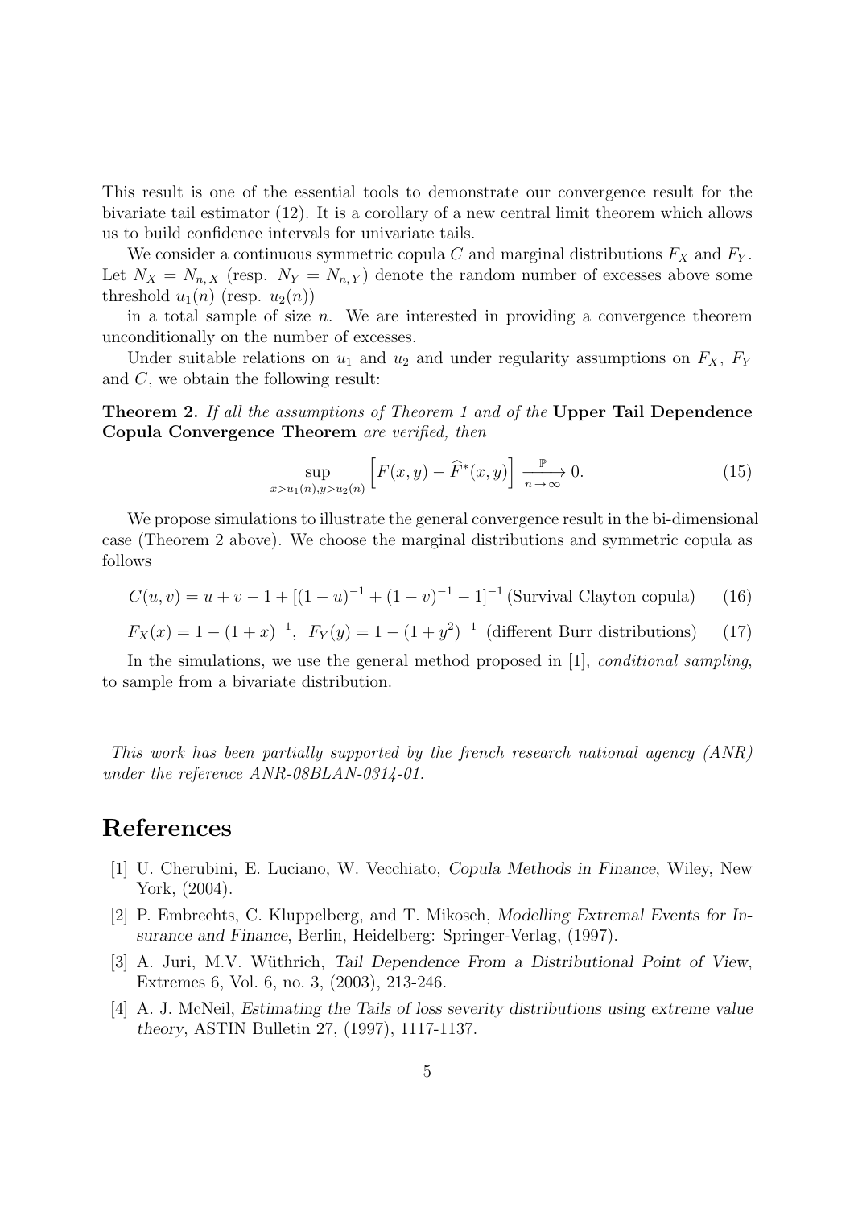This result is one of the essential tools to demonstrate our convergence result for the bivariate tail estimator (12). It is a corollary of a new central limit theorem which allows us to build confidence intervals for univariate tails.

We consider a continuous symmetric copula $C$ and marginal distributions $F_X$ and $F_Y$. Let $N_X = N_{n,X}$ (resp. $N_Y = N_{n,Y}$) denote the random number of excesses above some threshold $u_1(n)$ (resp. $u_2(n)$)

in a total sample of size $n$. We are interested in providing a convergence theorem unconditionally on the number of excesses.

Under suitable relations on $u_1$ and $u_2$ and under regularity assumptions on $F_X$, $F_Y$ and $C$, we obtain the following result:

**Theorem 2.** *If all the assumptions of Theorem 1 and of the* **Upper Tail Dependence Copula Convergence Theorem** *are verified, then*

$$\sup_{x>u_1(n),y>u_2(n)} \left[F(x,y) - \widehat{F}^*(x,y)\right] \xrightarrow[n\to\infty]{\mathbb{P}} 0. \tag{15}$$

We propose simulations to illustrate the general convergence result in the bi-dimensional case (Theorem 2 above). We choose the marginal distributions and symmetric copula as follows

$$C(u,v) = u + v - 1 + [(1-u)^{-1} + (1-v)^{-1} - 1]^{-1} \text{ (Survival Clayton copula)} \tag{16}$$

$$F_X(x) = 1 - (1+x)^{-1}, \;\; F_Y(y) = 1 - (1+y^2)^{-1} \text{ (different Burr distributions)} \tag{17}$$

In the simulations, we use the general method proposed in [1], *conditional sampling*, to sample from a bivariate distribution.

*This work has been partially supported by the french research national agency (ANR) under the reference ANR-08BLAN-0314-01.*

# References

[1] U. Cherubini, E. Luciano, W. Vecchiato, *Copula Methods in Finance*, Wiley, New York, (2004).

[2] P. Embrechts, C. Kluppelberg, and T. Mikosch, *Modelling Extremal Events for Insurance and Finance*, Berlin, Heidelberg: Springer-Verlag, (1997).

[3] A. Juri, M.V. Wüthrich, *Tail Dependence From a Distributional Point of View*, Extremes 6, Vol. 6, no. 3, (2003), 213-246.

[4] A. J. McNeil, *Estimating the Tails of loss severity distributions using extreme value theory*, ASTIN Bulletin 27, (1997), 1117-1137.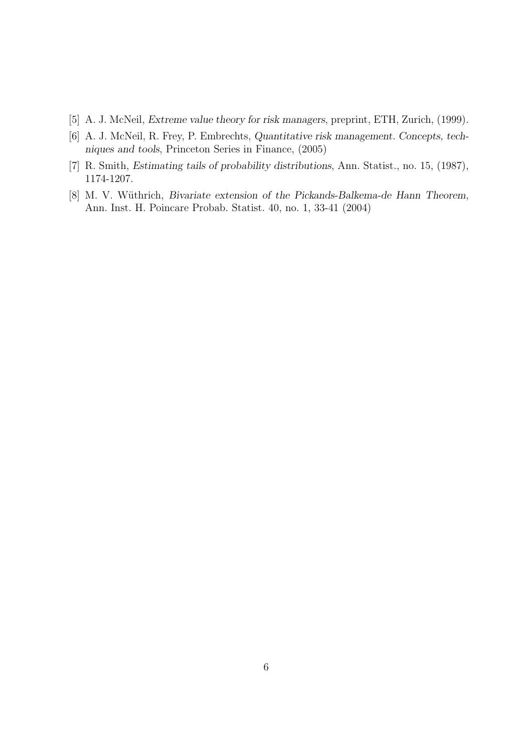[5] A. J. McNeil, *Extreme value theory for risk managers*, preprint, ETH, Zurich, (1999).

[6] A. J. McNeil, R. Frey, P. Embrechts, *Quantitative risk management. Concepts, techniques and tools*, Princeton Series in Finance, (2005)

[7] R. Smith, *Estimating tails of probability distributions*, Ann. Statist., no. 15, (1987), 1174-1207.

[8] M. V. Wüthrich, *Bivariate extension of the Pickands-Balkema-de Hann Theorem*, Ann. Inst. H. Poincare Probab. Statist. 40, no. 1, 33-41 (2004)